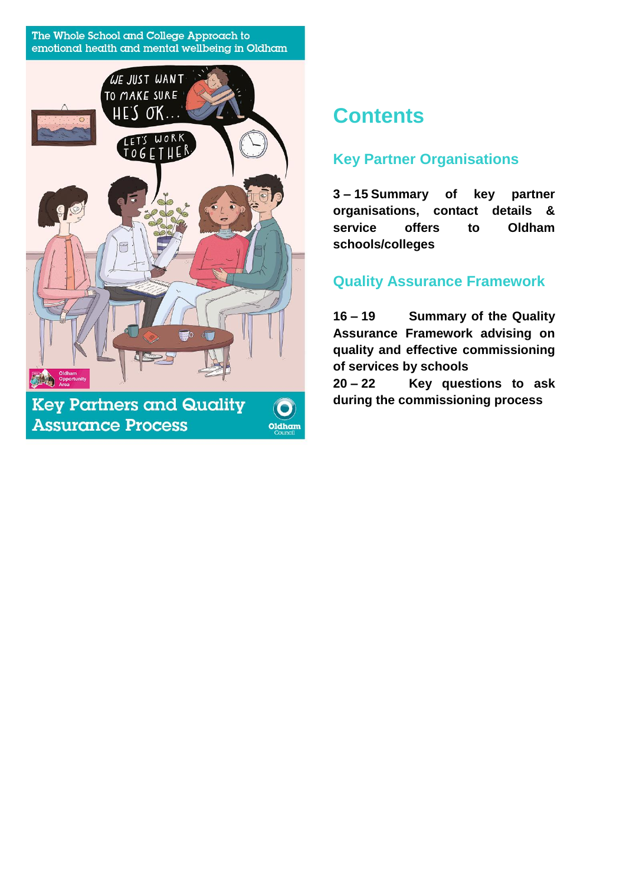The Whole School and College Approach to emotional health and mental wellbeing in Oldham

# Key Partners and Quality Assurance Process

# Contents

## Key Partner Organisations

**3 – 15 Summary of key partner organisations, contact details & service offers to Oldham schools/colleges**

## Quality Assurance Framework

**16 – 19 Summary of the Quality Assurance Framework advising on quality and effective commissioning of services by schools**

**20 – 22 Key questions to ask during the commissioning process**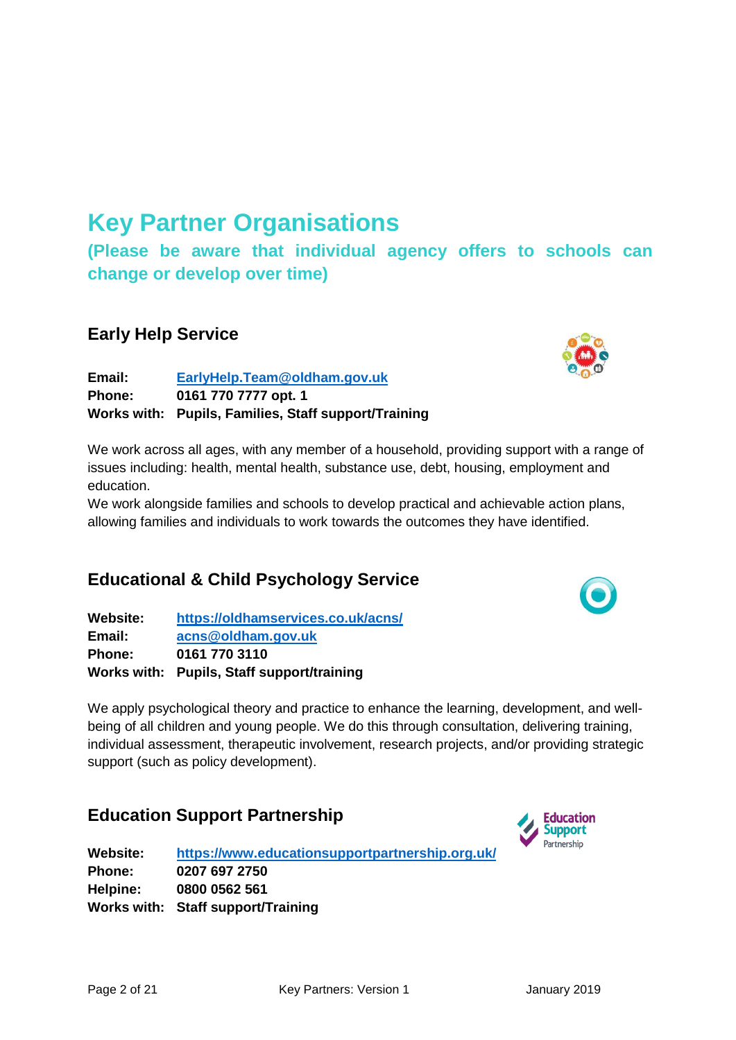# Key Partner Organisations

## (Please be aware that individual agency offers to schools can change or develop over time)

### Early Help Service

**Email:** EarlyHelp.Team@oldham.gov.uk
**Phone:** 0161 770 7777 opt. 1
**Works with:** Pupils, Families, Staff support/Training

We work across all ages, with any member of a household, providing support with a range of issues including: health, mental health, substance use, debt, housing, employment and education.

We work alongside families and schools to develop practical and achievable action plans, allowing families and individuals to work towards the outcomes they have identified.

### Educational & Child Psychology Service

**Website:** https://oldhamservices.co.uk/acns/
**Email:** acns@oldham.gov.uk
**Phone:** 0161 770 3110
**Works with:** Pupils, Staff support/training

We apply psychological theory and practice to enhance the learning, development, and well-being of all children and young people. We do this through consultation, delivering training, individual assessment, therapeutic involvement, research projects, and/or providing strategic support (such as policy development).

### Education Support Partnership

**Website:** https://www.educationsupportpartnership.org.uk/
**Phone:** 0207 697 2750
**Helpine:** 0800 0562 561
**Works with:** Staff support/Training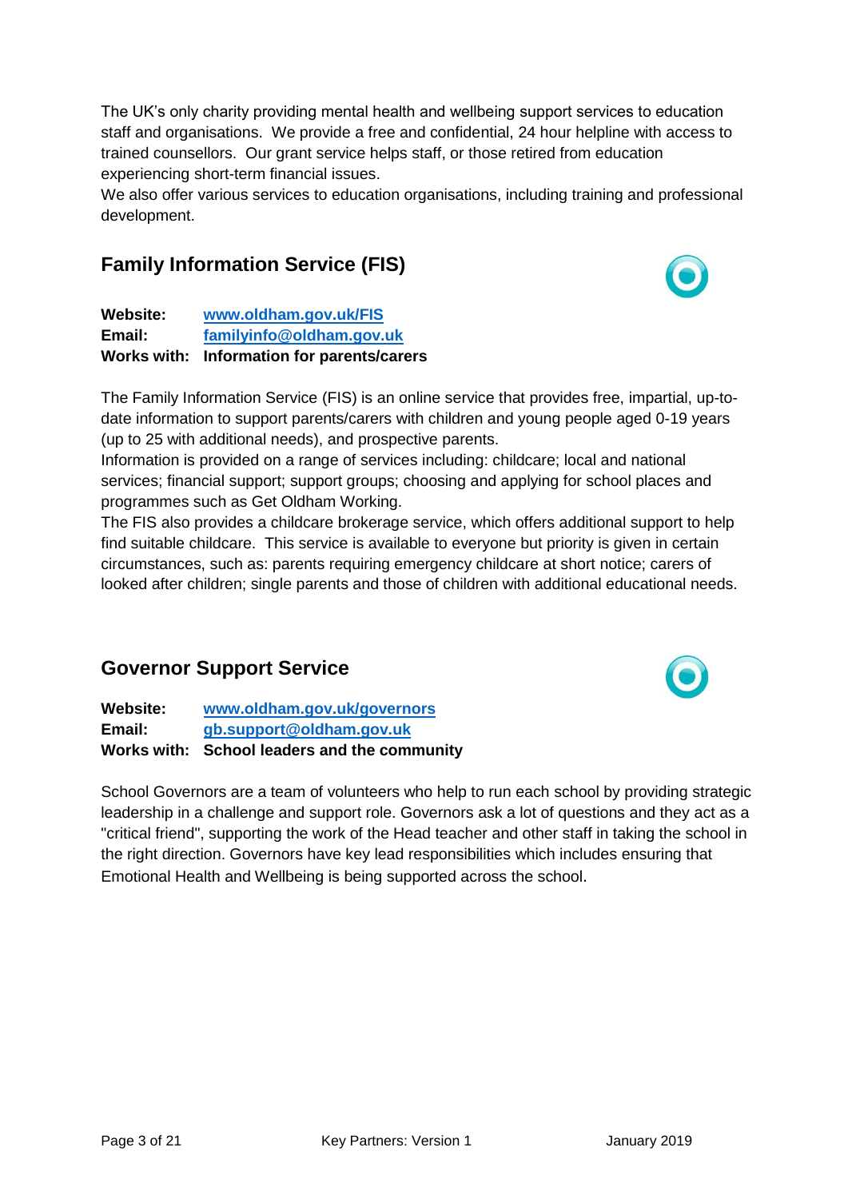The UK's only charity providing mental health and wellbeing support services to education staff and organisations. We provide a free and confidential, 24 hour helpline with access to trained counsellors. Our grant service helps staff, or those retired from education experiencing short-term financial issues.
We also offer various services to education organisations, including training and professional development.

## Family Information Service (FIS)

**Website:** **www.oldham.gov.uk/FIS**
**Email:** **familyinfo@oldham.gov.uk**
**Works with:** **Information for parents/carers**

The Family Information Service (FIS) is an online service that provides free, impartial, up-to-date information to support parents/carers with children and young people aged 0-19 years (up to 25 with additional needs), and prospective parents.
Information is provided on a range of services including: childcare; local and national services; financial support; support groups; choosing and applying for school places and programmes such as Get Oldham Working.
The FIS also provides a childcare brokerage service, which offers additional support to help find suitable childcare. This service is available to everyone but priority is given in certain circumstances, such as: parents requiring emergency childcare at short notice; carers of looked after children; single parents and those of children with additional educational needs.

## Governor Support Service

**Website:** **www.oldham.gov.uk/governors**
**Email:** **gb.support@oldham.gov.uk**
**Works with:** **School leaders and the community**

School Governors are a team of volunteers who help to run each school by providing strategic leadership in a challenge and support role. Governors ask a lot of questions and they act as a "critical friend", supporting the work of the Head teacher and other staff in taking the school in the right direction. Governors have key lead responsibilities which includes ensuring that Emotional Health and Wellbeing is being supported across the school.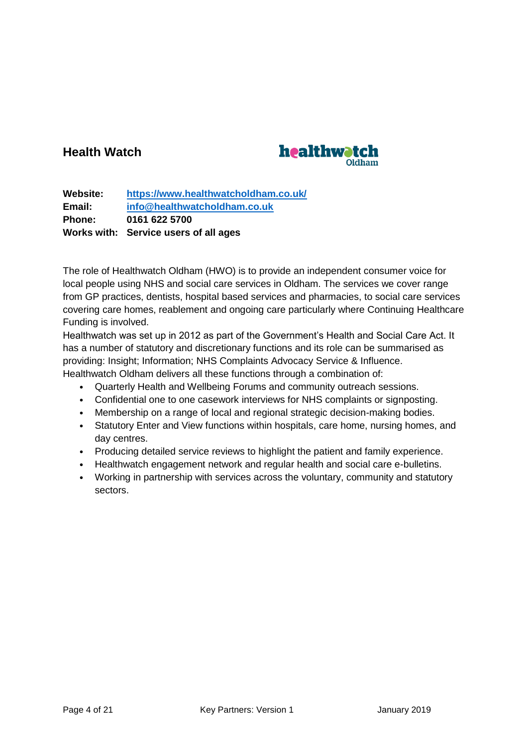## Health Watch

**Website:** **https://www.healthwatcholdham.co.uk/**
**Email:** **info@healthwatcholdham.co.uk**
**Phone:** **0161 622 5700**
**Works with:** **Service users of all ages**

The role of Healthwatch Oldham (HWO) is to provide an independent consumer voice for local people using NHS and social care services in Oldham. The services we cover range from GP practices, dentists, hospital based services and pharmacies, to social care services covering care homes, reablement and ongoing care particularly where Continuing Healthcare Funding is involved.

Healthwatch was set up in 2012 as part of the Government's Health and Social Care Act. It has a number of statutory and discretionary functions and its role can be summarised as providing: Insight; Information; NHS Complaints Advocacy Service & Influence.

Healthwatch Oldham delivers all these functions through a combination of:

- Quarterly Health and Wellbeing Forums and community outreach sessions.
- Confidential one to one casework interviews for NHS complaints or signposting.
- Membership on a range of local and regional strategic decision-making bodies.
- Statutory Enter and View functions within hospitals, care home, nursing homes, and day centres.
- Producing detailed service reviews to highlight the patient and family experience.
- Healthwatch engagement network and regular health and social care e-bulletins.
- Working in partnership with services across the voluntary, community and statutory sectors.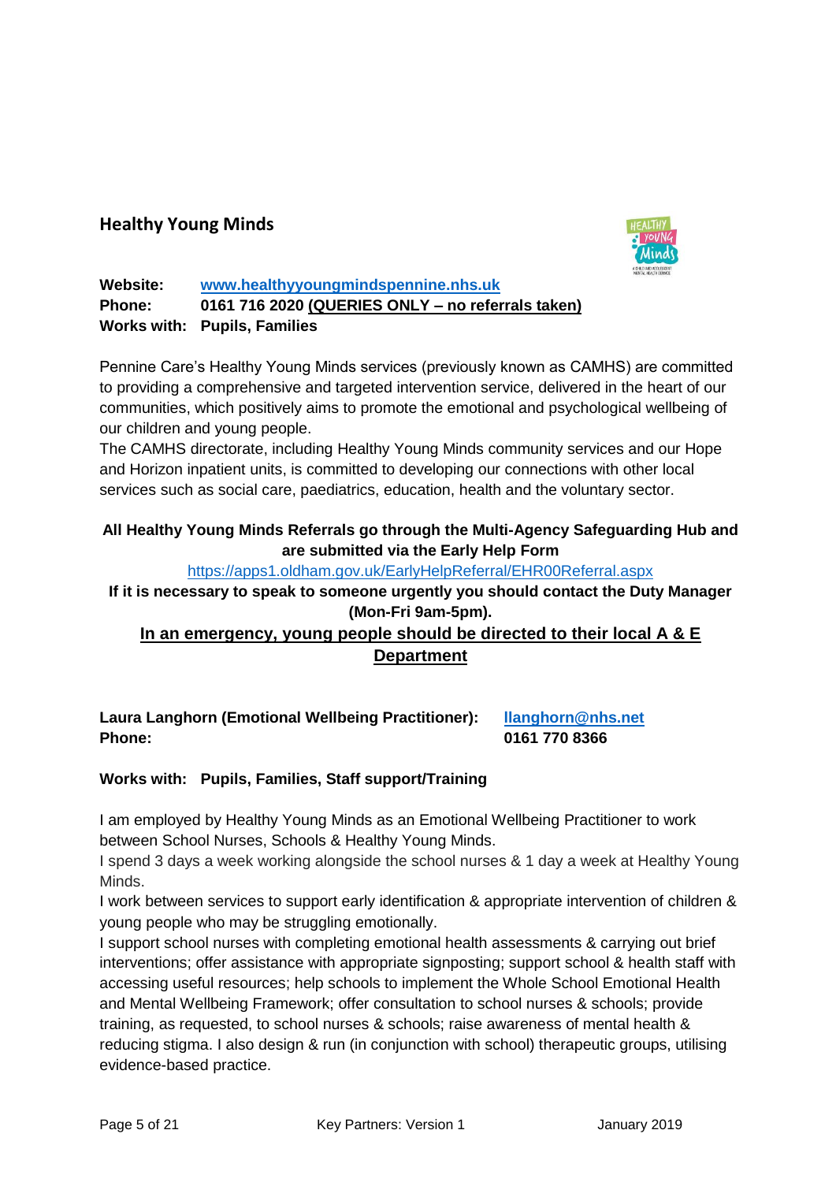## Healthy Young Minds

**Website:** **[www.healthyyoungmindspennine.nhs.uk](http://www.healthyyoungmindspennine.nhs.uk)**
**Phone:** **0161 716 2020 (QUERIES ONLY – no referrals taken)**
**Works with:** **Pupils, Families**

Pennine Care's Healthy Young Minds services (previously known as CAMHS) are committed to providing a comprehensive and targeted intervention service, delivered in the heart of our communities, which positively aims to promote the emotional and psychological wellbeing of our children and young people.
The CAMHS directorate, including Healthy Young Minds community services and our Hope and Horizon inpatient units, is committed to developing our connections with other local services such as social care, paediatrics, education, health and the voluntary sector.

**All Healthy Young Minds Referrals go through the Multi-Agency Safeguarding Hub and are submitted via the Early Help Form**

https://apps1.oldham.gov.uk/EarlyHelpReferral/EHR00Referral.aspx

**If it is necessary to speak to someone urgently you should contact the Duty Manager (Mon-Fri 9am-5pm).**

**In an emergency, young people should be directed to their local A & E Department**

**Laura Langhorn (Emotional Wellbeing Practitioner):** **llanghorn@nhs.net**
**Phone:** **0161 770 8366**

**Works with:** **Pupils, Families, Staff support/Training**

I am employed by Healthy Young Minds as an Emotional Wellbeing Practitioner to work between School Nurses, Schools & Healthy Young Minds.
I spend 3 days a week working alongside the school nurses & 1 day a week at Healthy Young Minds.
I work between services to support early identification & appropriate intervention of children & young people who may be struggling emotionally.
I support school nurses with completing emotional health assessments & carrying out brief interventions; offer assistance with appropriate signposting; support school & health staff with accessing useful resources; help schools to implement the Whole School Emotional Health and Mental Wellbeing Framework; offer consultation to school nurses & schools; provide training, as requested, to school nurses & schools; raise awareness of mental health & reducing stigma. I also design & run (in conjunction with school) therapeutic groups, utilising evidence-based practice.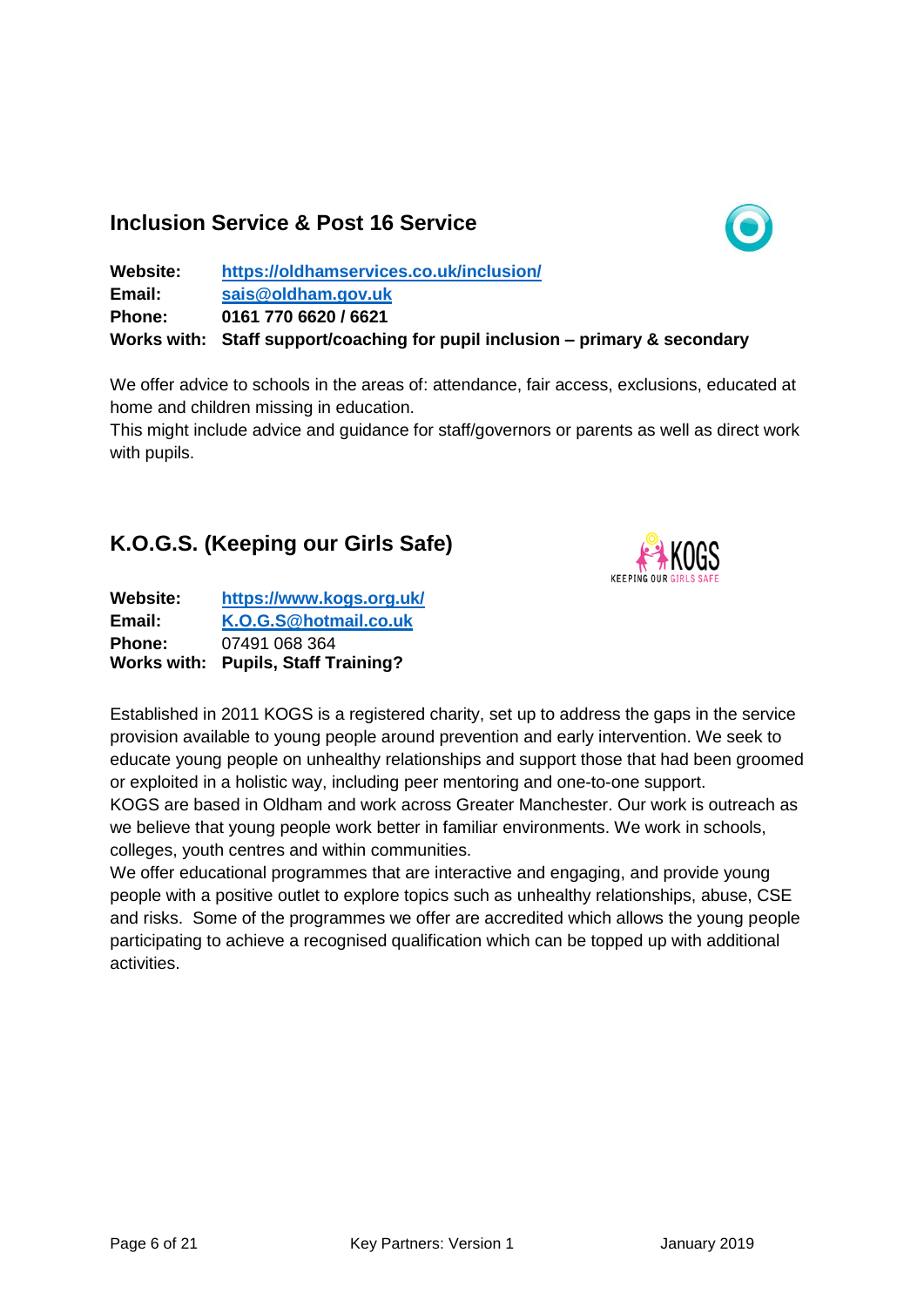## Inclusion Service & Post 16 Service

**Website:** **https://oldhamservices.co.uk/inclusion/**
**Email:** **sais@oldham.gov.uk**
**Phone:** **0161 770 6620 / 6621**
**Works with:** **Staff support/coaching for pupil inclusion – primary & secondary**

We offer advice to schools in the areas of: attendance, fair access, exclusions, educated at home and children missing in education.
This might include advice and guidance for staff/governors or parents as well as direct work with pupils.

## K.O.G.S. (Keeping our Girls Safe)

**Website:** **https://www.kogs.org.uk/**
**Email:** **K.O.G.S@hotmail.co.uk**
**Phone:** 07491 068 364
**Works with:** **Pupils, Staff Training?**

Established in 2011 KOGS is a registered charity, set up to address the gaps in the service provision available to young people around prevention and early intervention. We seek to educate young people on unhealthy relationships and support those that had been groomed or exploited in a holistic way, including peer mentoring and one-to-one support.
KOGS are based in Oldham and work across Greater Manchester. Our work is outreach as we believe that young people work better in familiar environments. We work in schools, colleges, youth centres and within communities.
We offer educational programmes that are interactive and engaging, and provide young people with a positive outlet to explore topics such as unhealthy relationships, abuse, CSE and risks. Some of the programmes we offer are accredited which allows the young people participating to achieve a recognised qualification which can be topped up with additional activities.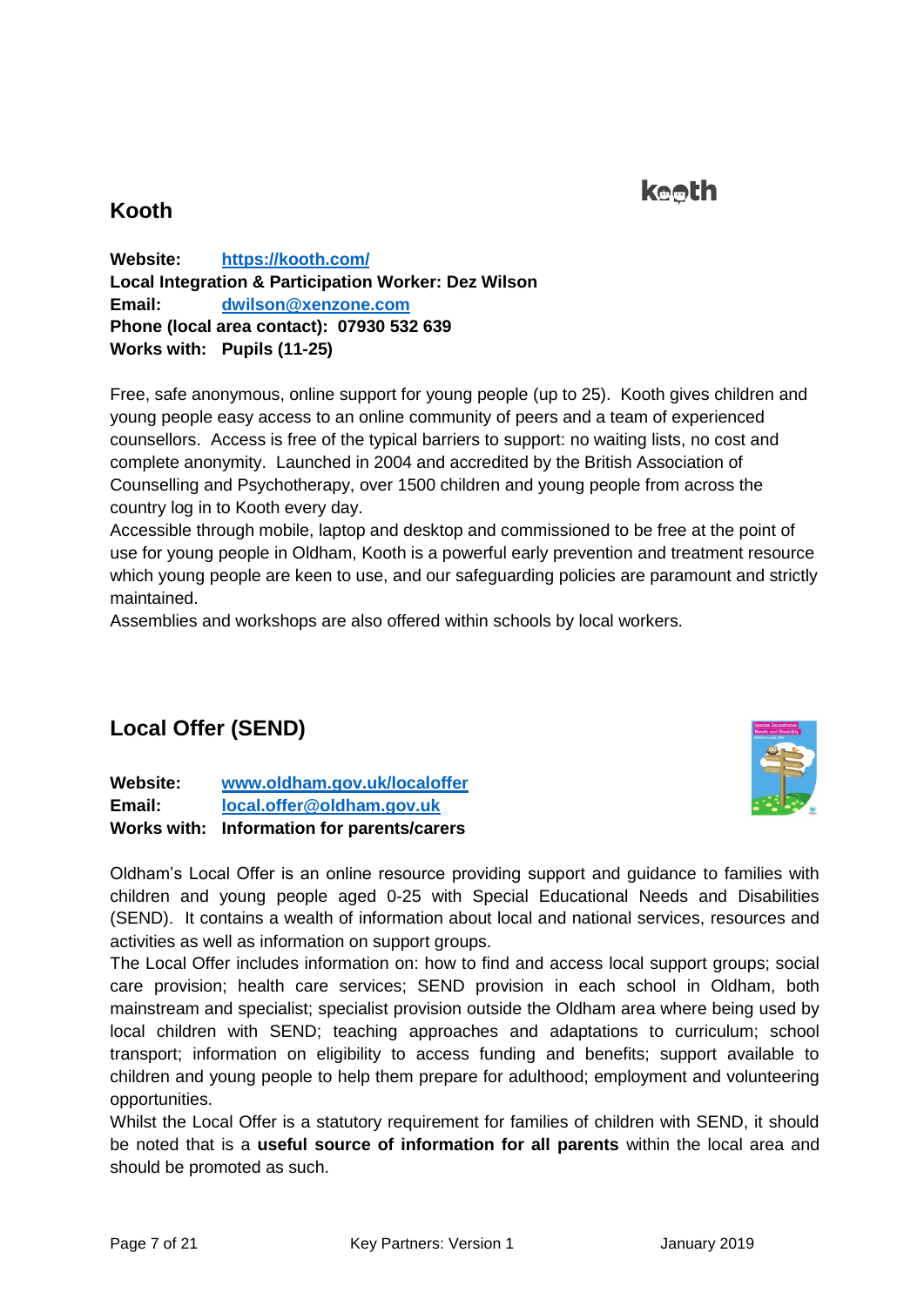## Kooth

**Website:** **https://kooth.com/**
**Local Integration & Participation Worker: Dez Wilson**
**Email:** **dwilson@xenzone.com**
**Phone (local area contact): 07930 532 639**
**Works with: Pupils (11-25)**

Free, safe anonymous, online support for young people (up to 25). Kooth gives children and young people easy access to an online community of peers and a team of experienced counsellors. Access is free of the typical barriers to support: no waiting lists, no cost and complete anonymity. Launched in 2004 and accredited by the British Association of Counselling and Psychotherapy, over 1500 children and young people from across the country log in to Kooth every day.

Accessible through mobile, laptop and desktop and commissioned to be free at the point of use for young people in Oldham, Kooth is a powerful early prevention and treatment resource which young people are keen to use, and our safeguarding policies are paramount and strictly maintained.

Assemblies and workshops are also offered within schools by local workers.

## Local Offer (SEND)

**Website:** **www.oldham.gov.uk/localoffer**
**Email:** **local.offer@oldham.gov.uk**
**Works with: Information for parents/carers**

Oldham's Local Offer is an online resource providing support and guidance to families with children and young people aged 0-25 with Special Educational Needs and Disabilities (SEND). It contains a wealth of information about local and national services, resources and activities as well as information on support groups.

The Local Offer includes information on: how to find and access local support groups; social care provision; health care services; SEND provision in each school in Oldham, both mainstream and specialist; specialist provision outside the Oldham area where being used by local children with SEND; teaching approaches and adaptations to curriculum; school transport; information on eligibility to access funding and benefits; support available to children and young people to help them prepare for adulthood; employment and volunteering opportunities.

Whilst the Local Offer is a statutory requirement for families of children with SEND, it should be noted that is a **useful source of information for all parents** within the local area and should be promoted as such.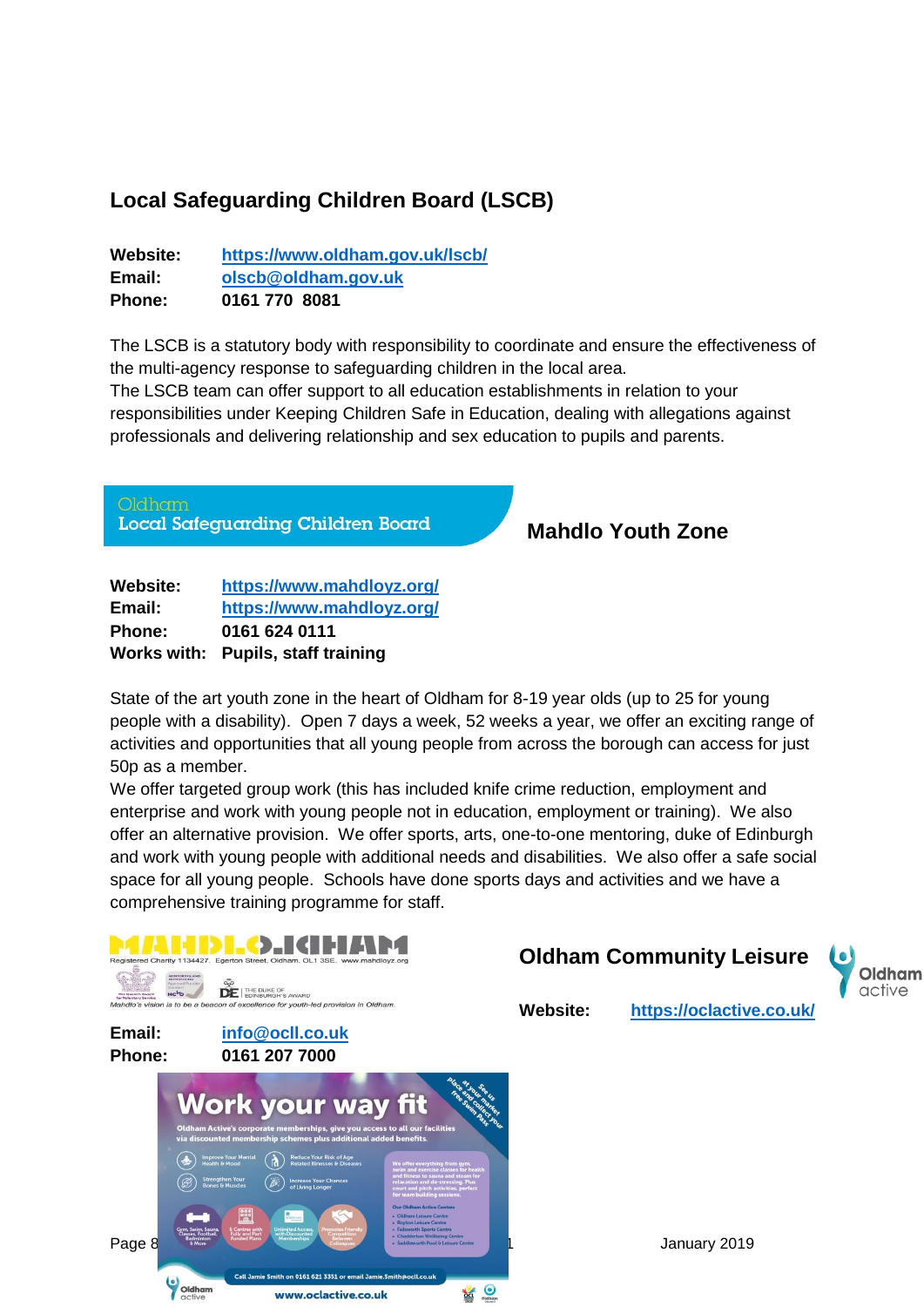## Local Safeguarding Children Board (LSCB)

**Website:** https://www.oldham.gov.uk/lscb/
**Email:** olscb@oldham.gov.uk
**Phone:** 0161 770 8081

The LSCB is a statutory body with responsibility to coordinate and ensure the effectiveness of the multi-agency response to safeguarding children in the local area.
The LSCB team can offer support to all education establishments in relation to your responsibilities under Keeping Children Safe in Education, dealing with allegations against professionals and delivering relationship and sex education to pupils and parents.

## Mahdlo Youth Zone

**Website:** https://www.mahdloyz.org/
**Email:** https://www.mahdloyz.org/
**Phone:** 0161 624 0111
**Works with:** Pupils, staff training

State of the art youth zone in the heart of Oldham for 8-19 year olds (up to 25 for young people with a disability). Open 7 days a week, 52 weeks a year, we offer an exciting range of activities and opportunities that all young people from across the borough can access for just 50p as a member.
We offer targeted group work (this has included knife crime reduction, employment and enterprise and work with young people not in education, employment or training). We also offer an alternative provision. We offer sports, arts, one-to-one mentoring, duke of Edinburgh and work with young people with additional needs and disabilities. We also offer a safe social space for all young people. Schools have done sports days and activities and we have a comprehensive training programme for staff.

## Oldham Community Leisure

**Website:** https://oclactive.co.uk/
**Email:** info@ocll.co.uk
**Phone:** 0161 207 7000

January 2019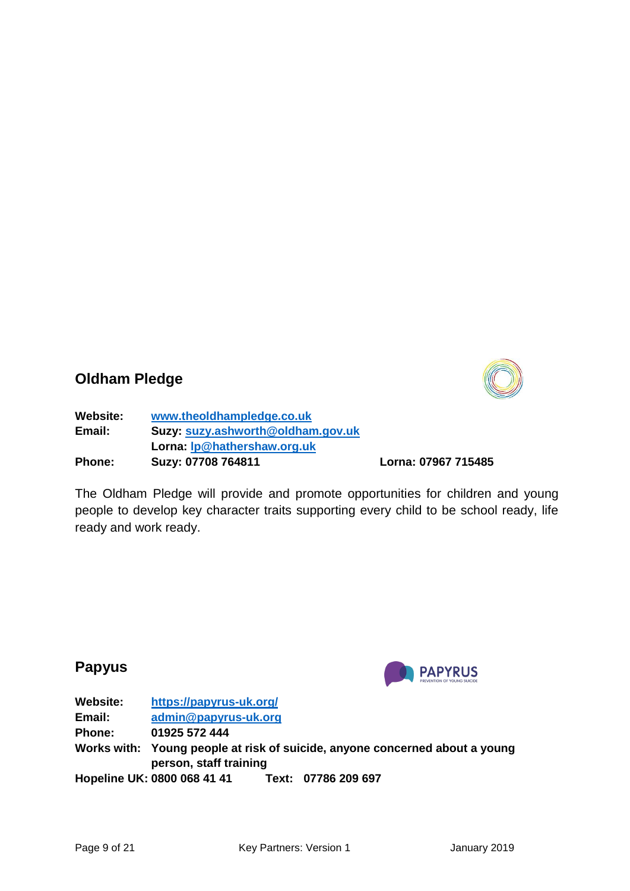## Oldham Pledge

**Website:** **www.theoldhampledge.co.uk**
**Email:** **Suzy: suzy.ashworth@oldham.gov.uk**
**Lorna: lp@hathershaw.org.uk**
**Phone:** **Suzy: 07708 764811** **Lorna: 07967 715485**

The Oldham Pledge will provide and promote opportunities for children and young people to develop key character traits supporting every child to be school ready, life ready and work ready.

## Papyus

**Website:** **https://papyrus-uk.org/**
**Email:** **admin@papyrus-uk.org**
**Phone:** **01925 572 444**
**Works with:** **Young people at risk of suicide, anyone concerned about a young person, staff training**
**Hopeline UK: 0800 068 41 41** **Text: 07786 209 697**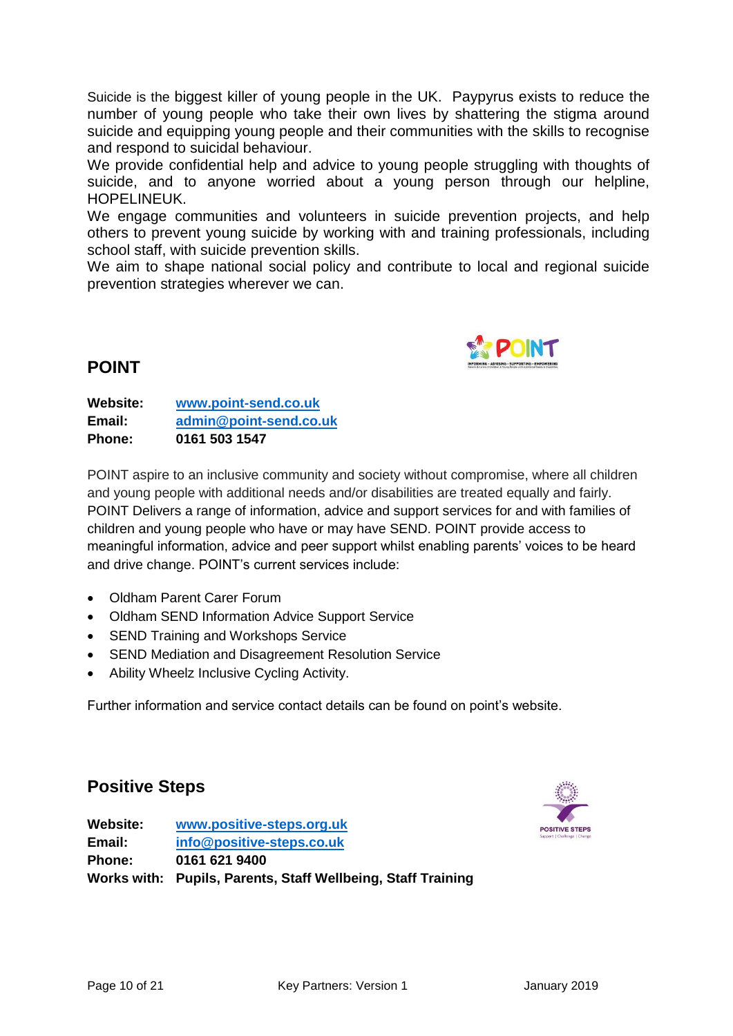Suicide is the biggest killer of young people in the UK. Paypyrus exists to reduce the number of young people who take their own lives by shattering the stigma around suicide and equipping young people and their communities with the skills to recognise and respond to suicidal behaviour.

We provide confidential help and advice to young people struggling with thoughts of suicide, and to anyone worried about a young person through our helpline, HOPELINEUK.

We engage communities and volunteers in suicide prevention projects, and help others to prevent young suicide by working with and training professionals, including school staff, with suicide prevention skills.

We aim to shape national social policy and contribute to local and regional suicide prevention strategies wherever we can.

## POINT

**Website:** www.point-send.co.uk
**Email:** admin@point-send.co.uk
**Phone:** 0161 503 1547

POINT aspire to an inclusive community and society without compromise, where all children and young people with additional needs and/or disabilities are treated equally and fairly. POINT Delivers a range of information, advice and support services for and with families of children and young people who have or may have SEND. POINT provide access to meaningful information, advice and peer support whilst enabling parents' voices to be heard and drive change. POINT's current services include:

- Oldham Parent Carer Forum
- Oldham SEND Information Advice Support Service
- SEND Training and Workshops Service
- SEND Mediation and Disagreement Resolution Service
- Ability Wheelz Inclusive Cycling Activity.

Further information and service contact details can be found on point's website.

## Positive Steps

**Website:** www.positive-steps.org.uk
**Email:** info@positive-steps.co.uk
**Phone:** 0161 621 9400
**Works with:** Pupils, Parents, Staff Wellbeing, Staff Training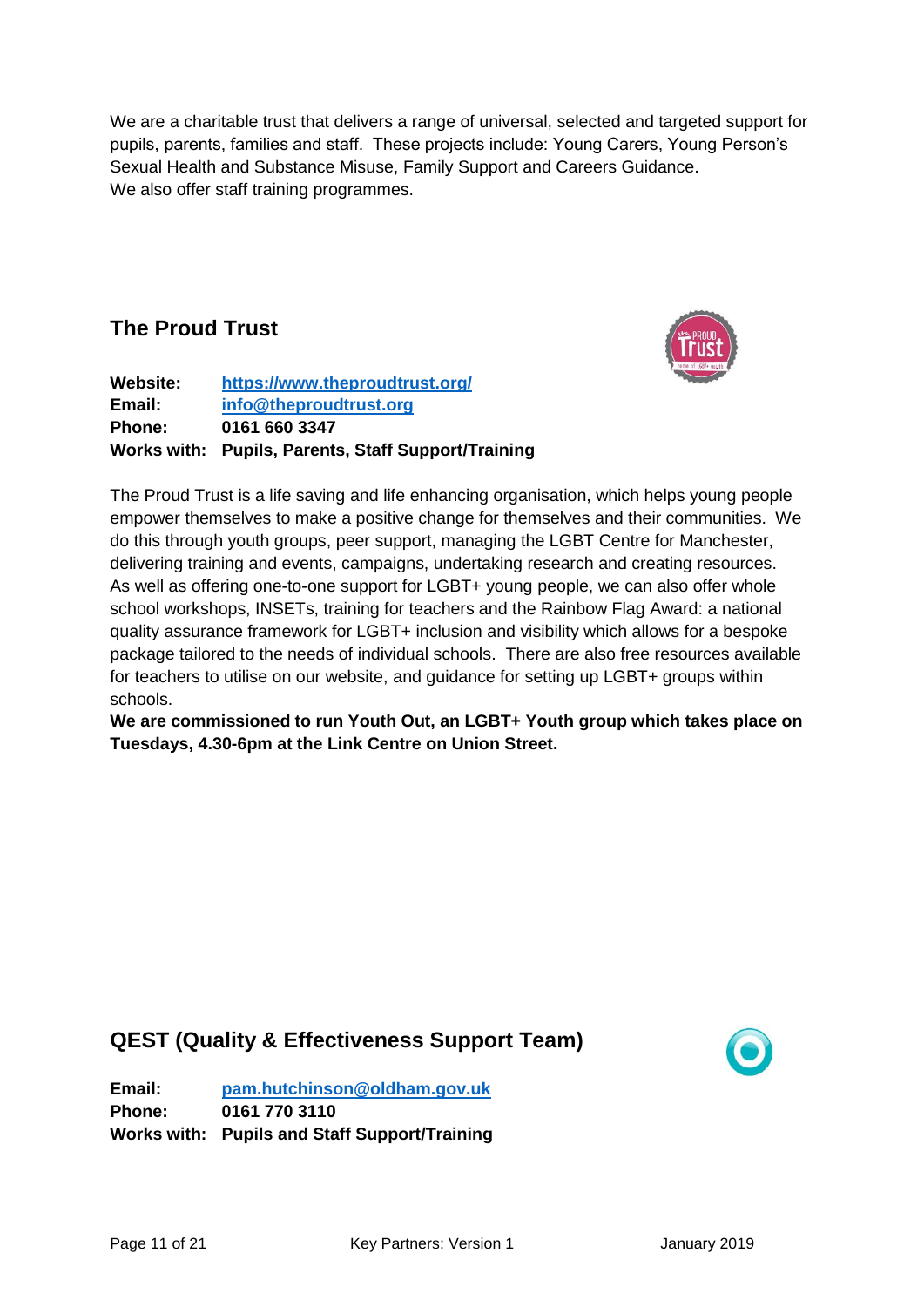We are a charitable trust that delivers a range of universal, selected and targeted support for pupils, parents, families and staff. These projects include: Young Carers, Young Person's Sexual Health and Substance Misuse, Family Support and Careers Guidance.
We also offer staff training programmes.

## The Proud Trust

**Website:** **https://www.theproudtrust.org/**
**Email:** **info@theproudtrust.org**
**Phone:** **0161 660 3347**
**Works with: Pupils, Parents, Staff Support/Training**

The Proud Trust is a life saving and life enhancing organisation, which helps young people empower themselves to make a positive change for themselves and their communities. We do this through youth groups, peer support, managing the LGBT Centre for Manchester, delivering training and events, campaigns, undertaking research and creating resources. As well as offering one-to-one support for LGBT+ young people, we can also offer whole school workshops, INSETs, training for teachers and the Rainbow Flag Award: a national quality assurance framework for LGBT+ inclusion and visibility which allows for a bespoke package tailored to the needs of individual schools. There are also free resources available for teachers to utilise on our website, and guidance for setting up LGBT+ groups within schools.
**We are commissioned to run Youth Out, an LGBT+ Youth group which takes place on Tuesdays, 4.30-6pm at the Link Centre on Union Street.**

## QEST (Quality & Effectiveness Support Team)

**Email:** **pam.hutchinson@oldham.gov.uk**
**Phone:** **0161 770 3110**
**Works with: Pupils and Staff Support/Training**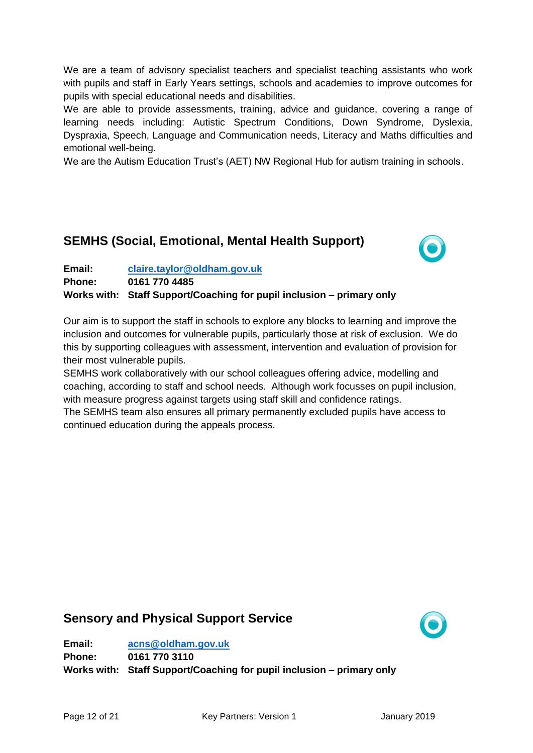We are a team of advisory specialist teachers and specialist teaching assistants who work with pupils and staff in Early Years settings, schools and academies to improve outcomes for pupils with special educational needs and disabilities.

We are able to provide assessments, training, advice and guidance, covering a range of learning needs including: Autistic Spectrum Conditions, Down Syndrome, Dyslexia, Dyspraxia, Speech, Language and Communication needs, Literacy and Maths difficulties and emotional well-being.

We are the Autism Education Trust's (AET) NW Regional Hub for autism training in schools.

## SEMHS (Social, Emotional, Mental Health Support)

**Email:** **claire.taylor@oldham.gov.uk**
**Phone:** **0161 770 4485**
**Works with: Staff Support/Coaching for pupil inclusion – primary only**

Our aim is to support the staff in schools to explore any blocks to learning and improve the inclusion and outcomes for vulnerable pupils, particularly those at risk of exclusion. We do this by supporting colleagues with assessment, intervention and evaluation of provision for their most vulnerable pupils.

SEMHS work collaboratively with our school colleagues offering advice, modelling and coaching, according to staff and school needs. Although work focusses on pupil inclusion, with measure progress against targets using staff skill and confidence ratings.

The SEMHS team also ensures all primary permanently excluded pupils have access to continued education during the appeals process.

## Sensory and Physical Support Service

**Email:** **acns@oldham.gov.uk**
**Phone:** **0161 770 3110**
**Works with: Staff Support/Coaching for pupil inclusion – primary only**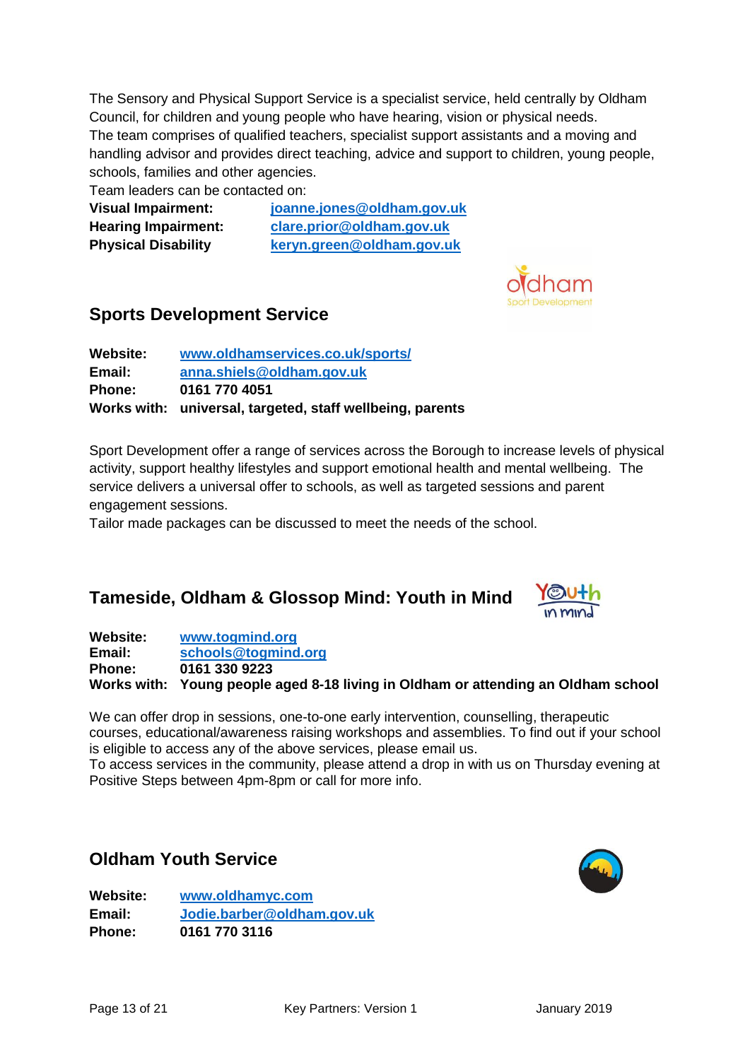The Sensory and Physical Support Service is a specialist service, held centrally by Oldham Council, for children and young people who have hearing, vision or physical needs.
The team comprises of qualified teachers, specialist support assistants and a moving and handling advisor and provides direct teaching, advice and support to children, young people, schools, families and other agencies.
Team leaders can be contacted on:

**Visual Impairment:** joanne.jones@oldham.gov.uk
**Hearing Impairment:** clare.prior@oldham.gov.uk
**Physical Disability** keryn.green@oldham.gov.uk

## Sports Development Service

**Website:** www.oldhamservices.co.uk/sports/
**Email:** anna.shiels@oldham.gov.uk
**Phone:** 0161 770 4051
**Works with: universal, targeted, staff wellbeing, parents**

Sport Development offer a range of services across the Borough to increase levels of physical activity, support healthy lifestyles and support emotional health and mental wellbeing. The service delivers a universal offer to schools, as well as targeted sessions and parent engagement sessions.
Tailor made packages can be discussed to meet the needs of the school.

## Tameside, Oldham & Glossop Mind: Youth in Mind

**Website:** www.togmind.org
**Email:** schools@togmind.org
**Phone:** 0161 330 9223
**Works with: Young people aged 8-18 living in Oldham or attending an Oldham school**

We can offer drop in sessions, one-to-one early intervention, counselling, therapeutic courses, educational/awareness raising workshops and assemblies. To find out if your school is eligible to access any of the above services, please email us.
To access services in the community, please attend a drop in with us on Thursday evening at Positive Steps between 4pm-8pm or call for more info.

## Oldham Youth Service

**Website:** www.oldhamyc.com
**Email:** Jodie.barber@oldham.gov.uk
**Phone:** 0161 770 3116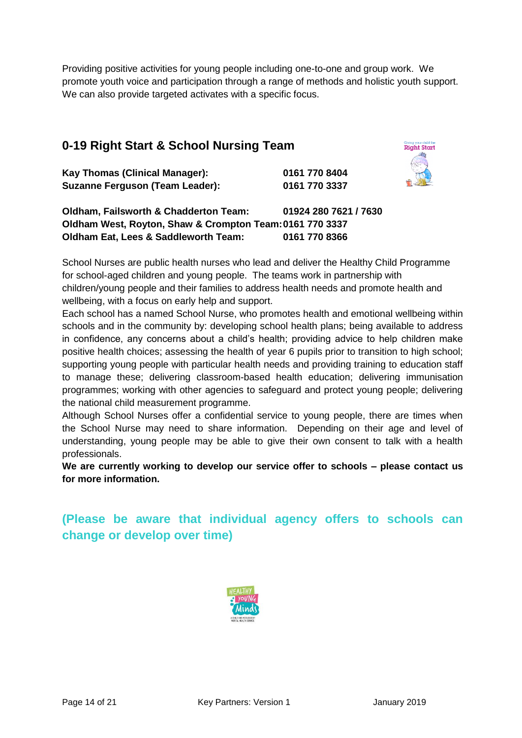Providing positive activities for young people including one-to-one and group work. We promote youth voice and participation through a range of methods and holistic youth support. We can also provide targeted activates with a specific focus.

## 0-19 Right Start & School Nursing Team

**Kay Thomas (Clinical Manager):** **0161 770 8404**
**Suzanne Ferguson (Team Leader):** **0161 770 3337**

**Oldham, Failsworth & Chadderton Team:** **01924 280 7621 / 7630**
**Oldham West, Royton, Shaw & Crompton Team:** **0161 770 3337**
**Oldham Eat, Lees & Saddleworth Team:** **0161 770 8366**

School Nurses are public health nurses who lead and deliver the Healthy Child Programme for school-aged children and young people. The teams work in partnership with children/young people and their families to address health needs and promote health and wellbeing, with a focus on early help and support.

Each school has a named School Nurse, who promotes health and emotional wellbeing within schools and in the community by: developing school health plans; being available to address in confidence, any concerns about a child's health; providing advice to help children make positive health choices; assessing the health of year 6 pupils prior to transition to high school; supporting young people with particular health needs and providing training to education staff to manage these; delivering classroom-based health education; delivering immunisation programmes; working with other agencies to safeguard and protect young people; delivering the national child measurement programme.

Although School Nurses offer a confidential service to young people, there are times when the School Nurse may need to share information. Depending on their age and level of understanding, young people may be able to give their own consent to talk with a health professionals.

**We are currently working to develop our service offer to schools – please contact us for more information.**

**(Please be aware that individual agency offers to schools can change or develop over time)**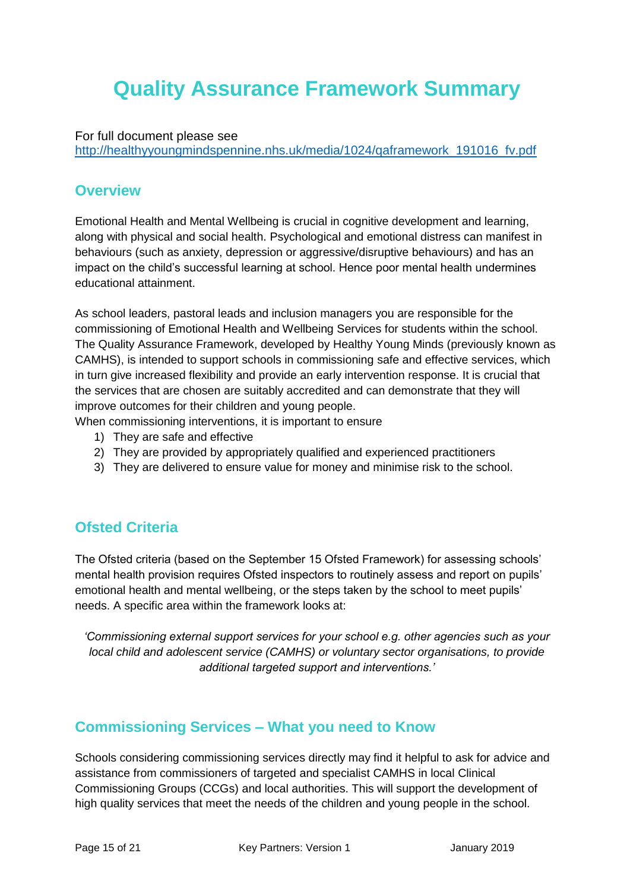# Quality Assurance Framework Summary

For full document please see
[http://healthyyoungmindspennine.nhs.uk/media/1024/qaframework_191016_fv.pdf](http://healthyyoungmindspennine.nhs.uk/media/1024/qaframework_191016_fv.pdf)

## Overview

Emotional Health and Mental Wellbeing is crucial in cognitive development and learning, along with physical and social health. Psychological and emotional distress can manifest in behaviours (such as anxiety, depression or aggressive/disruptive behaviours) and has an impact on the child's successful learning at school. Hence poor mental health undermines educational attainment.

As school leaders, pastoral leads and inclusion managers you are responsible for the commissioning of Emotional Health and Wellbeing Services for students within the school. The Quality Assurance Framework, developed by Healthy Young Minds (previously known as CAMHS), is intended to support schools in commissioning safe and effective services, which in turn give increased flexibility and provide an early intervention response. It is crucial that the services that are chosen are suitably accredited and can demonstrate that they will improve outcomes for their children and young people.
When commissioning interventions, it is important to ensure

1) They are safe and effective
2) They are provided by appropriately qualified and experienced practitioners
3) They are delivered to ensure value for money and minimise risk to the school.

## Ofsted Criteria

The Ofsted criteria (based on the September 15 Ofsted Framework) for assessing schools' mental health provision requires Ofsted inspectors to routinely assess and report on pupils' emotional health and mental wellbeing, or the steps taken by the school to meet pupils' needs. A specific area within the framework looks at:

*'Commissioning external support services for your school e.g. other agencies such as your local child and adolescent service (CAMHS) or voluntary sector organisations, to provide additional targeted support and interventions.'*

## Commissioning Services – What you need to Know

Schools considering commissioning services directly may find it helpful to ask for advice and assistance from commissioners of targeted and specialist CAMHS in local Clinical Commissioning Groups (CCGs) and local authorities. This will support the development of high quality services that meet the needs of the children and young people in the school.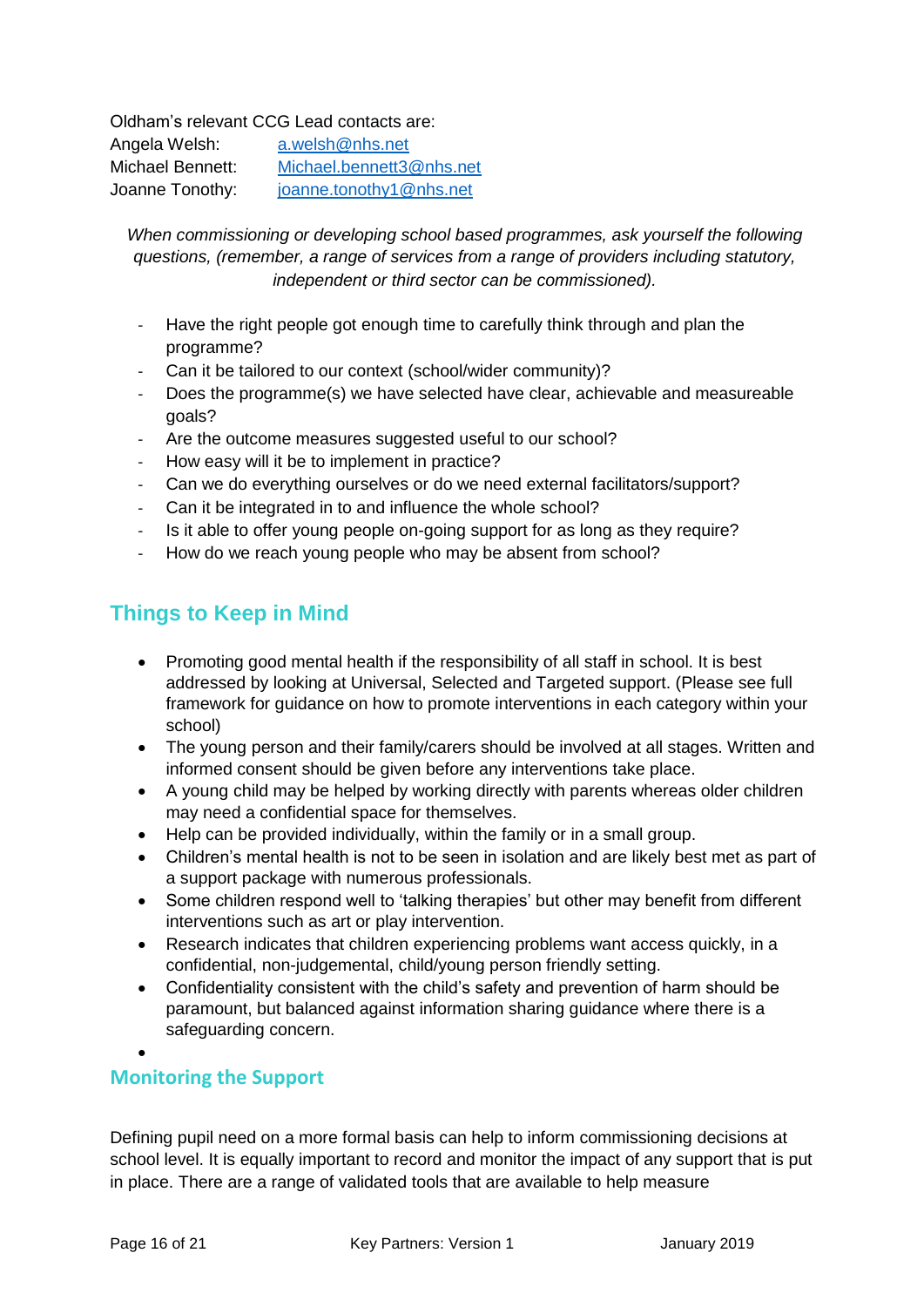Oldham's relevant CCG Lead contacts are:

Angela Welsh: a.welsh@nhs.net
Michael Bennett: Michael.bennett3@nhs.net
Joanne Tonothy: joanne.tonothy1@nhs.net

*When commissioning or developing school based programmes, ask yourself the following questions, (remember, a range of services from a range of providers including statutory, independent or third sector can be commissioned).*

- Have the right people got enough time to carefully think through and plan the programme?
- Can it be tailored to our context (school/wider community)?
- Does the programme(s) we have selected have clear, achievable and measureable goals?
- Are the outcome measures suggested useful to our school?
- How easy will it be to implement in practice?
- Can we do everything ourselves or do we need external facilitators/support?
- Can it be integrated in to and influence the whole school?
- Is it able to offer young people on-going support for as long as they require?
- How do we reach young people who may be absent from school?

## Things to Keep in Mind

- Promoting good mental health if the responsibility of all staff in school. It is best addressed by looking at Universal, Selected and Targeted support. (Please see full framework for guidance on how to promote interventions in each category within your school)
- The young person and their family/carers should be involved at all stages. Written and informed consent should be given before any interventions take place.
- A young child may be helped by working directly with parents whereas older children may need a confidential space for themselves.
- Help can be provided individually, within the family or in a small group.
- Children's mental health is not to be seen in isolation and are likely best met as part of a support package with numerous professionals.
- Some children respond well to 'talking therapies' but other may benefit from different interventions such as art or play intervention.
- Research indicates that children experiencing problems want access quickly, in a confidential, non-judgemental, child/young person friendly setting.
- Confidentiality consistent with the child's safety and prevention of harm should be paramount, but balanced against information sharing guidance where there is a safeguarding concern.

## Monitoring the Support

Defining pupil need on a more formal basis can help to inform commissioning decisions at school level. It is equally important to record and monitor the impact of any support that is put in place. There are a range of validated tools that are available to help measure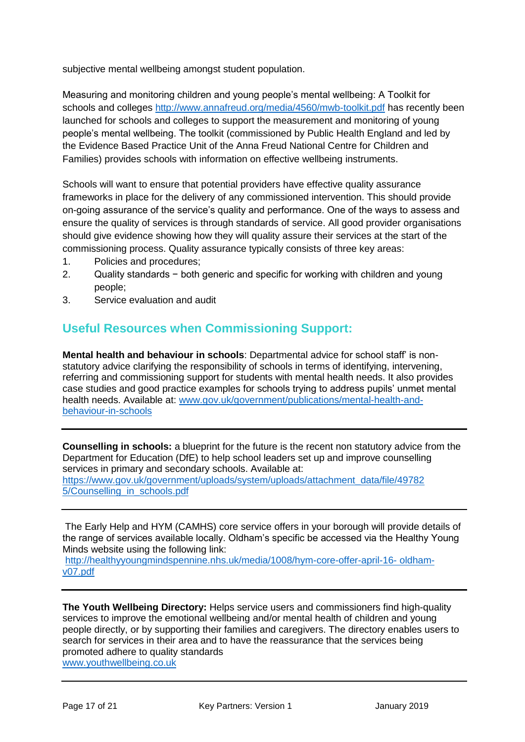subjective mental wellbeing amongst student population.

Measuring and monitoring children and young people's mental wellbeing: A Toolkit for schools and colleges http://www.annafreud.org/media/4560/mwb-toolkit.pdf has recently been launched for schools and colleges to support the measurement and monitoring of young people's mental wellbeing. The toolkit (commissioned by Public Health England and led by the Evidence Based Practice Unit of the Anna Freud National Centre for Children and Families) provides schools with information on effective wellbeing instruments.

Schools will want to ensure that potential providers have effective quality assurance frameworks in place for the delivery of any commissioned intervention. This should provide on-going assurance of the service's quality and performance. One of the ways to assess and ensure the quality of services is through standards of service. All good provider organisations should give evidence showing how they will quality assure their services at the start of the commissioning process. Quality assurance typically consists of three key areas:

1. Policies and procedures;
2. Quality standards − both generic and specific for working with children and young people;
3. Service evaluation and audit

## Useful Resources when Commissioning Support:

**Mental health and behaviour in schools**: Departmental advice for school staff' is non-statutory advice clarifying the responsibility of schools in terms of identifying, intervening, referring and commissioning support for students with mental health needs. It also provides case studies and good practice examples for schools trying to address pupils' unmet mental health needs. Available at: www.gov.uk/government/publications/mental-health-and-behaviour-in-schools

---

**Counselling in schools:** a blueprint for the future is the recent non statutory advice from the Department for Education (DfE) to help school leaders set up and improve counselling services in primary and secondary schools. Available at: https://www.gov.uk/government/uploads/system/uploads/attachment_data/file/497825/Counselling_in_schools.pdf

---

The Early Help and HYM (CAMHS) core service offers in your borough will provide details of the range of services available locally. Oldham's specific be accessed via the Healthy Young Minds website using the following link: http://healthyyoungmindspennine.nhs.uk/media/1008/hym-core-offer-april-16- oldham-v07.pdf

---

**The Youth Wellbeing Directory:** Helps service users and commissioners find high-quality services to improve the emotional wellbeing and/or mental health of children and young people directly, or by supporting their families and caregivers. The directory enables users to search for services in their area and to have the reassurance that the services being promoted adhere to quality standards
www.youthwellbeing.co.uk

---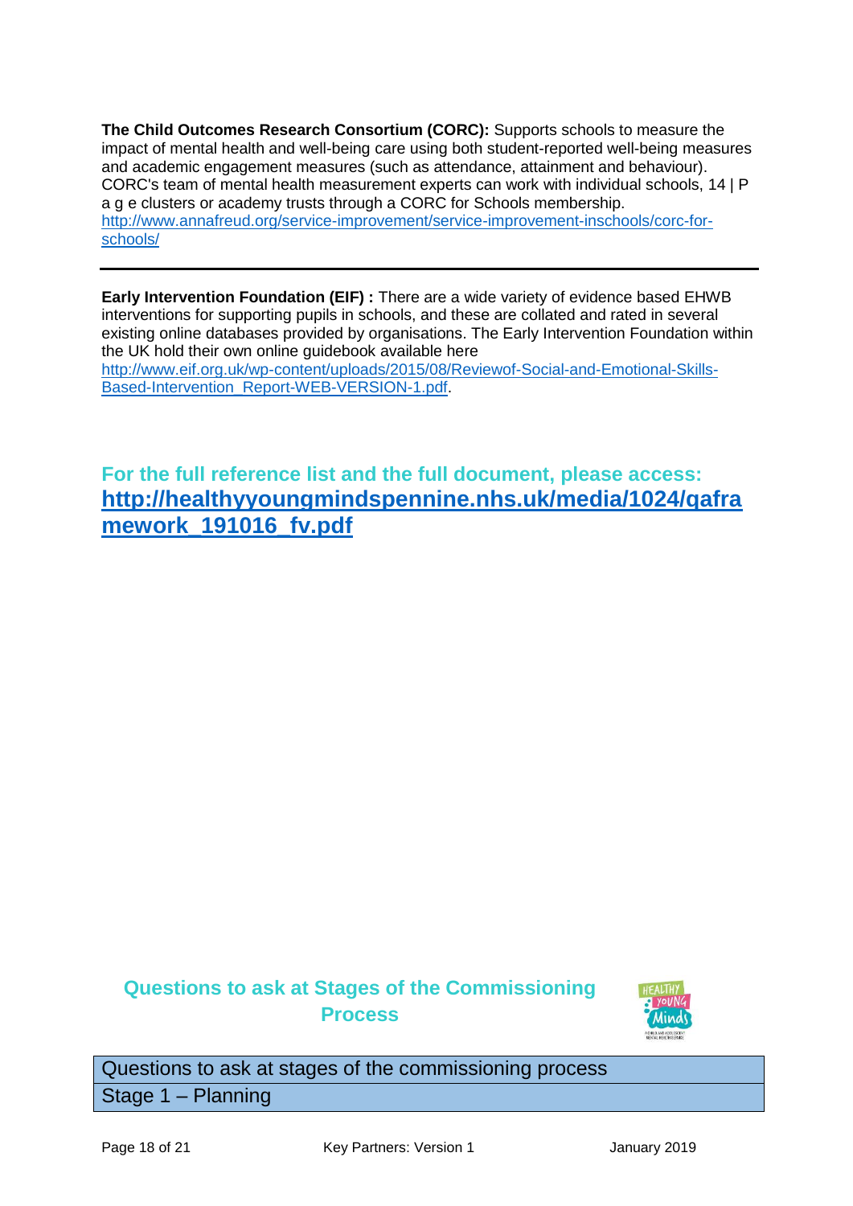**The Child Outcomes Research Consortium (CORC):** Supports schools to measure the impact of mental health and well-being care using both student-reported well-being measures and academic engagement measures (such as attendance, attainment and behaviour). CORC's team of mental health measurement experts can work with individual schools, 14 | P a g e clusters or academy trusts through a CORC for Schools membership. http://www.annafreud.org/service-improvement/service-improvement-inschools/corc-for-schools/

---

**Early Intervention Foundation (EIF) :** There are a wide variety of evidence based EHWB interventions for supporting pupils in schools, and these are collated and rated in several existing online databases provided by organisations. The Early Intervention Foundation within the UK hold their own online guidebook available here http://www.eif.org.uk/wp-content/uploads/2015/08/Reviewof-Social-and-Emotional-Skills-Based-Intervention_Report-WEB-VERSION-1.pdf.

## For the full reference list and the full document, please access: http://healthyyoungmindspennine.nhs.uk/media/1024/qaframework_191016_fv.pdf

## Questions to ask at Stages of the Commissioning Process

| Questions to ask at stages of the commissioning process |
| --- |
| Stage 1 – Planning |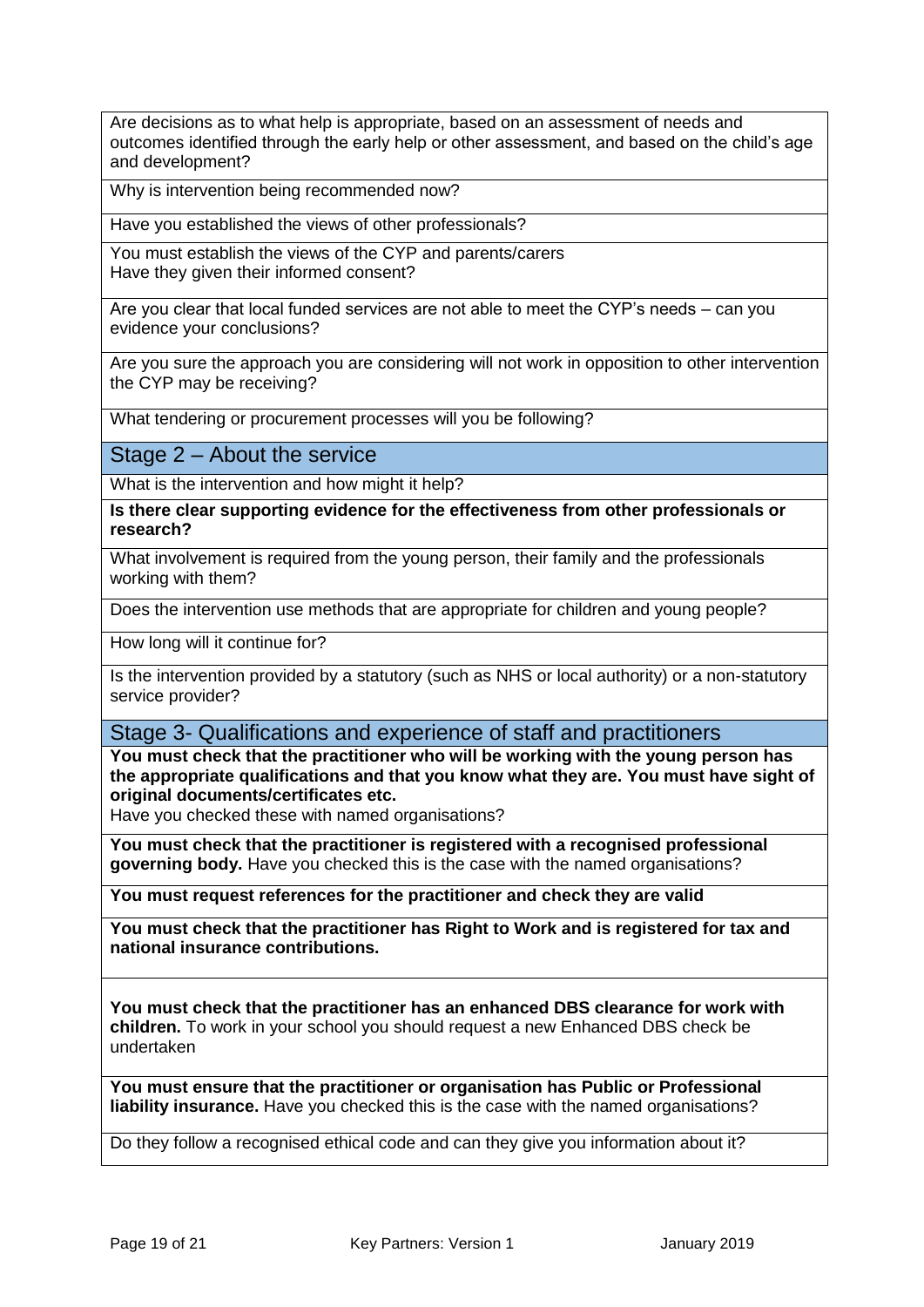| |
|---|
| Are decisions as to what help is appropriate, based on an assessment of needs and outcomes identified through the early help or other assessment, and based on the child's age and development? |
| Why is intervention being recommended now? |
| Have you established the views of other professionals? |
| You must establish the views of the CYP and parents/carers<br>Have they given their informed consent? |
| Are you clear that local funded services are not able to meet the CYP's needs – can you evidence your conclusions? |
| Are you sure the approach you are considering will not work in opposition to other intervention the CYP may be receiving? |
| What tendering or procurement processes will you be following? |
| **Stage 2 – About the service** |
| What is the intervention and how might it help? |
| **Is there clear supporting evidence for the effectiveness from other professionals or research?** |
| What involvement is required from the young person, their family and the professionals working with them? |
| Does the intervention use methods that are appropriate for children and young people? |
| How long will it continue for? |
| Is the intervention provided by a statutory (such as NHS or local authority) or a non-statutory service provider? |
| **Stage 3- Qualifications and experience of staff and practitioners** |
| **You must check that the practitioner who will be working with the young person has the appropriate qualifications and that you know what they are. You must have sight of original documents/certificates etc.**<br>Have you checked these with named organisations? |
| **You must check that the practitioner is registered with a recognised professional governing body.** Have you checked this is the case with the named organisations? |
| **You must request references for the practitioner and check they are valid** |
| **You must check that the practitioner has Right to Work and is registered for tax and national insurance contributions.** |
| **You must check that the practitioner has an enhanced DBS clearance for work with children.** To work in your school you should request a new Enhanced DBS check be undertaken |
| **You must ensure that the practitioner or organisation has Public or Professional liability insurance.** Have you checked this is the case with the named organisations? |
| Do they follow a recognised ethical code and can they give you information about it? |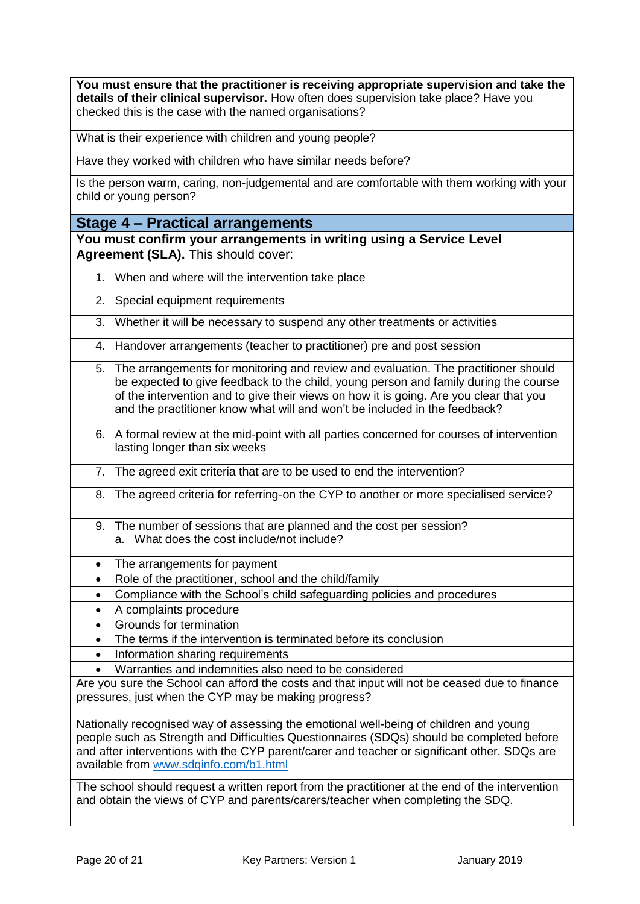**You must ensure that the practitioner is receiving appropriate supervision and take the details of their clinical supervisor.** How often does supervision take place? Have you checked this is the case with the named organisations?

What is their experience with children and young people?

Have they worked with children who have similar needs before?

Is the person warm, caring, non-judgemental and are comfortable with them working with your child or young person?

## Stage 4 – Practical arrangements

**You must confirm your arrangements in writing using a Service Level Agreement (SLA).** This should cover:

1. When and where will the intervention take place
2. Special equipment requirements
3. Whether it will be necessary to suspend any other treatments or activities
4. Handover arrangements (teacher to practitioner) pre and post session
5. The arrangements for monitoring and review and evaluation. The practitioner should be expected to give feedback to the child, young person and family during the course of the intervention and to give their views on how it is going. Are you clear that you and the practitioner know what will and won't be included in the feedback?
6. A formal review at the mid-point with all parties concerned for courses of intervention lasting longer than six weeks
7. The agreed exit criteria that are to be used to end the intervention?
8. The agreed criteria for referring-on the CYP to another or more specialised service?
9. The number of sessions that are planned and the cost per session?
    a. What does the cost include/not include?

- The arrangements for payment
- Role of the practitioner, school and the child/family
- Compliance with the School's child safeguarding policies and procedures
- A complaints procedure
- Grounds for termination
- The terms if the intervention is terminated before its conclusion
- Information sharing requirements
- Warranties and indemnities also need to be considered

Are you sure the School can afford the costs and that input will not be ceased due to finance pressures, just when the CYP may be making progress?

Nationally recognised way of assessing the emotional well-being of children and young people such as Strength and Difficulties Questionnaires (SDQs) should be completed before and after interventions with the CYP parent/carer and teacher or significant other. SDQs are available from www.sdqinfo.com/b1.html

The school should request a written report from the practitioner at the end of the intervention and obtain the views of CYP and parents/carers/teacher when completing the SDQ.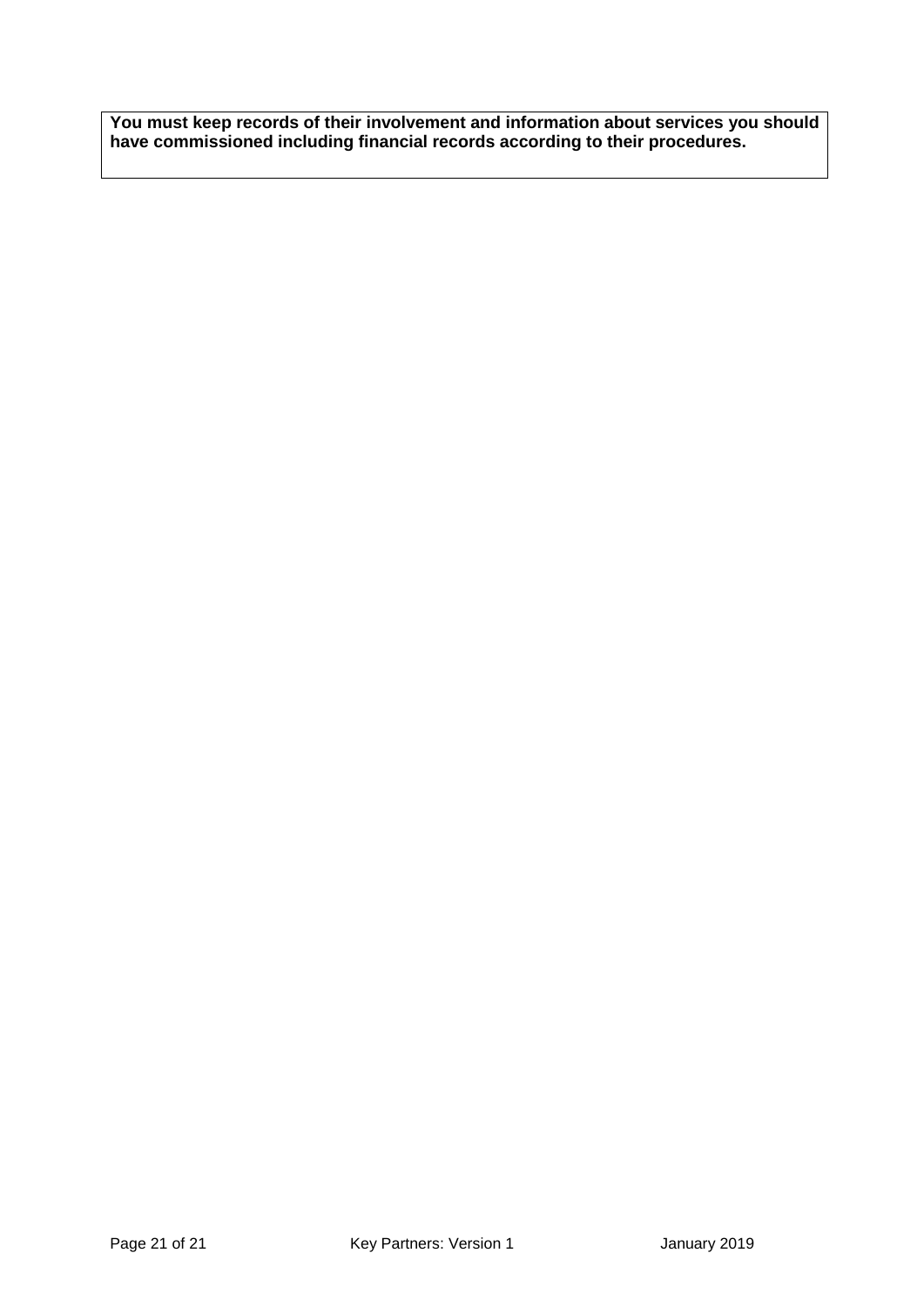**You must keep records of their involvement and information about services you should have commissioned including financial records according to their procedures.**